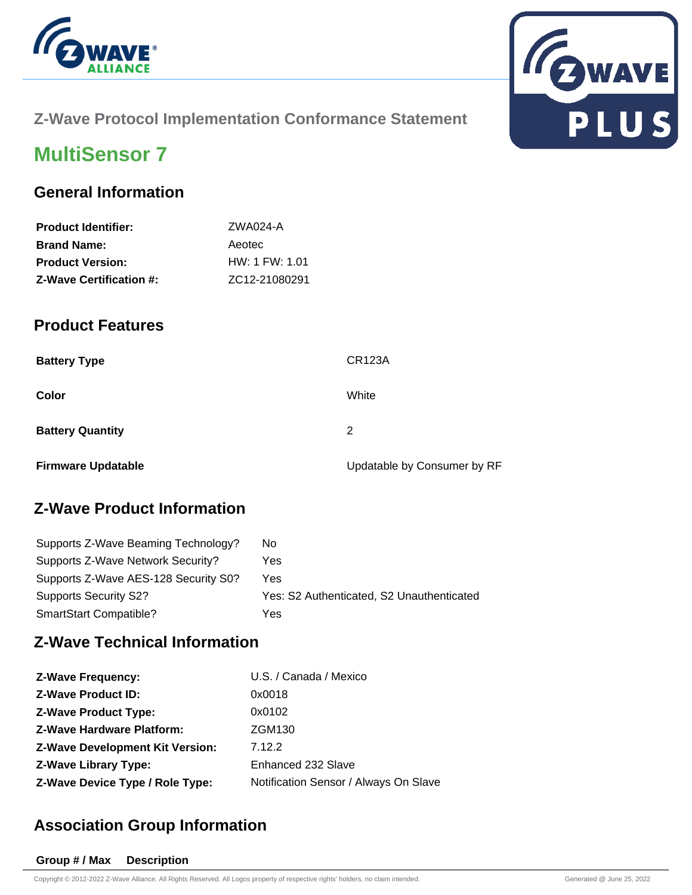Z-Wave Protocol Implementation Conformance Statement

# MultiSensor 7

## General Information

| | |
|---|---|
| **Product Identifier:** | ZWA024-A |
| **Brand Name:** | Aeotec |
| **Product Version:** | HW: 1 FW: 1.01 |
| **Z-Wave Certification #:** | ZC12-21080291 |

## Product Features

| | |
|---|---|
| **Battery Type** | CR123A |
| **Color** | White |
| **Battery Quantity** | 2 |
| **Firmware Updatable** | Updatable by Consumer by RF |

## Z-Wave Product Information

| | |
|---|---|
| Supports Z-Wave Beaming Technology? | No |
| Supports Z-Wave Network Security? | Yes |
| Supports Z-Wave AES-128 Security S0? | Yes |
| Supports Security S2? | Yes: S2 Authenticated, S2 Unauthenticated |
| SmartStart Compatible? | Yes |

## Z-Wave Technical Information

| | |
|---|---|
| **Z-Wave Frequency:** | U.S. / Canada / Mexico |
| **Z-Wave Product ID:** | 0x0018 |
| **Z-Wave Product Type:** | 0x0102 |
| **Z-Wave Hardware Platform:** | ZGM130 |
| **Z-Wave Development Kit Version:** | 7.12.2 |
| **Z-Wave Library Type:** | Enhanced 232 Slave |
| **Z-Wave Device Type / Role Type:** | Notification Sensor / Always On Slave |

## Association Group Information

| Group # / Max | Description |
|---|---|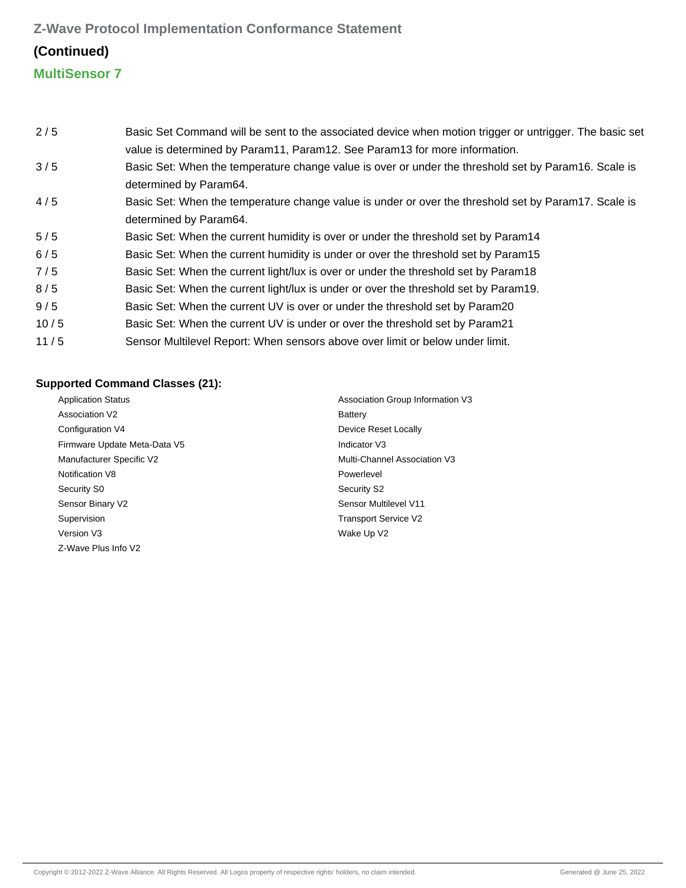## Z-Wave Protocol Implementation Conformance Statement

## (Continued)

### MultiSensor 7

| | |
|---|---|
| 2 / 5 | Basic Set Command will be sent to the associated device when motion trigger or untrigger. The basic set value is determined by Param11, Param12. See Param13 for more information. |
| 3 / 5 | Basic Set: When the temperature change value is over or under the threshold set by Param16. Scale is determined by Param64. |
| 4 / 5 | Basic Set: When the temperature change value is under or over the threshold set by Param17. Scale is determined by Param64. |
| 5 / 5 | Basic Set: When the current humidity is over or under the threshold set by Param14 |
| 6 / 5 | Basic Set: When the current humidity is under or over the threshold set by Param15 |
| 7 / 5 | Basic Set: When the current light/lux is over or under the threshold set by Param18 |
| 8 / 5 | Basic Set: When the current light/lux is under or over the threshold set by Param19. |
| 9 / 5 | Basic Set: When the current UV is over or under the threshold set by Param20 |
| 10 / 5 | Basic Set: When the current UV is under or over the threshold set by Param21 |
| 11 / 5 | Sensor Multilevel Report: When sensors above over limit or below under limit. |

**Supported Command Classes (21):**

- Application Status
- Association Group Information V3
- Association V2
- Battery
- Configuration V4
- Device Reset Locally
- Firmware Update Meta-Data V5
- Indicator V3
- Manufacturer Specific V2
- Multi-Channel Association V3
- Notification V8
- Powerlevel
- Security S0
- Security S2
- Sensor Binary V2
- Sensor Multilevel V11
- Supervision
- Transport Service V2
- Version V3
- Wake Up V2
- Z-Wave Plus Info V2